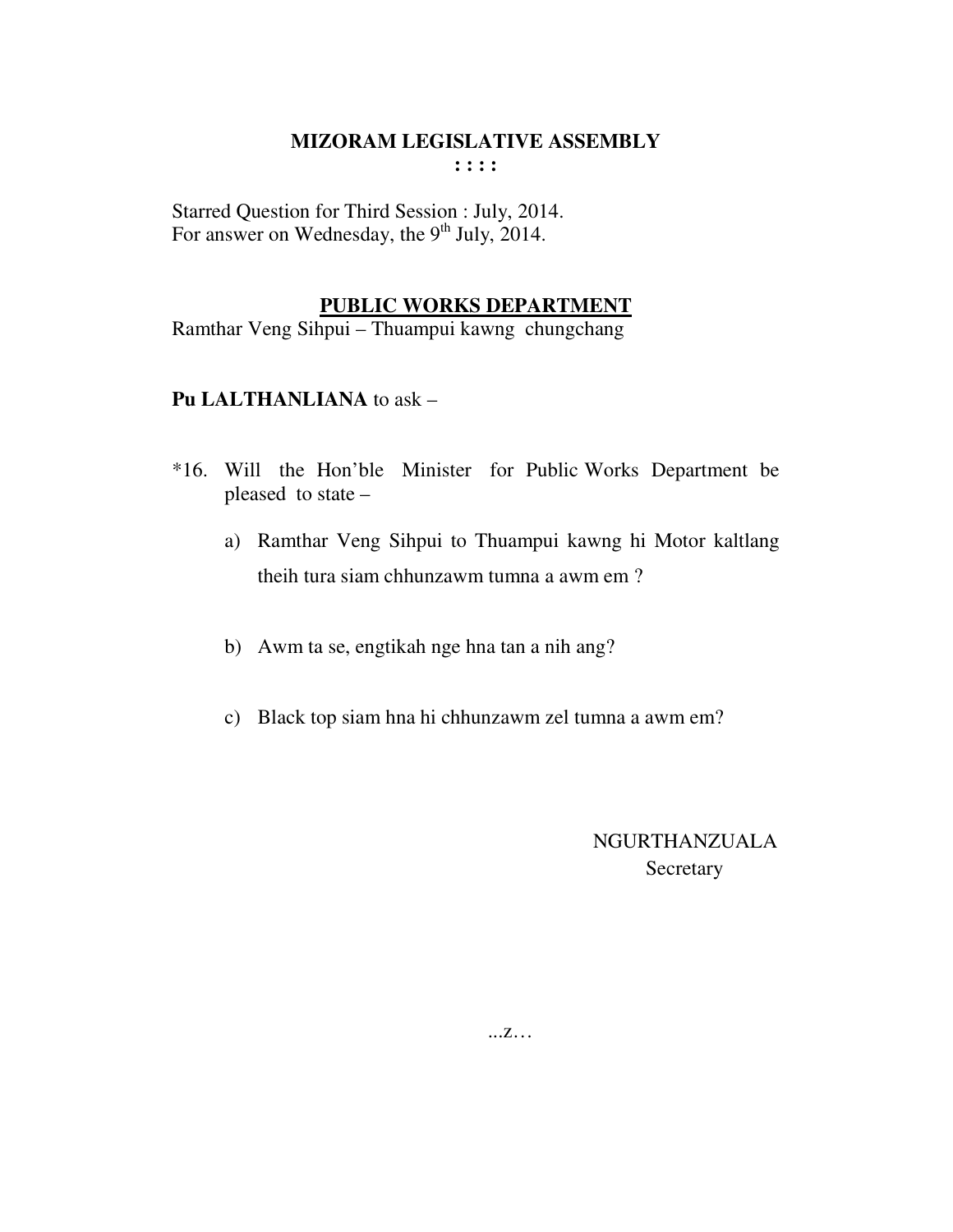# MIZORAM LEGISLATIVE ASSEMBLY

**: : : :**

Starred Question for Third Session : July, 2014.
For answer on Wednesday, the 9th July, 2014.

## PUBLIC WORKS DEPARTMENT

Ramthar Veng Sihpui – Thuampui kawng chungchang

**Pu LALTHANLIANA** to ask –

*16. Will the Hon'ble Minister for Public Works Department be pleased to state –

a) Ramthar Veng Sihpui to Thuampui kawng hi Motor kaltlang theih tura siam chhunzawm tumna a awm em ?

b) Awm ta se, engtikah nge hna tan a nih ang?

c) Black top siam hna hi chhunzawm zel tumna a awm em?

NGURTHANZUALA
Secretary

...z…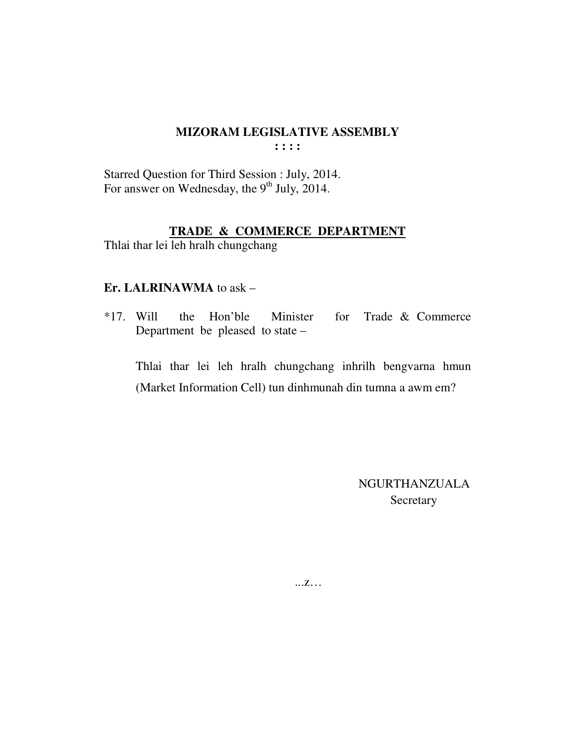# MIZORAM LEGISLATIVE ASSEMBLY

**: : : :**

Starred Question for Third Session : July, 2014.
For answer on Wednesday, the 9th July, 2014.

## TRADE & COMMERCE DEPARTMENT

Thlai thar lei leh hralh chungchang

**Er. LALRINAWMA** to ask –

*17. Will the Hon'ble Minister for Trade & Commerce Department be pleased to state –

Thlai thar lei leh hralh chungchang inhrilh bengvarna hmun (Market Information Cell) tun dinhmunah din tumna a awm em?

NGURTHANZUALA
Secretary

...z…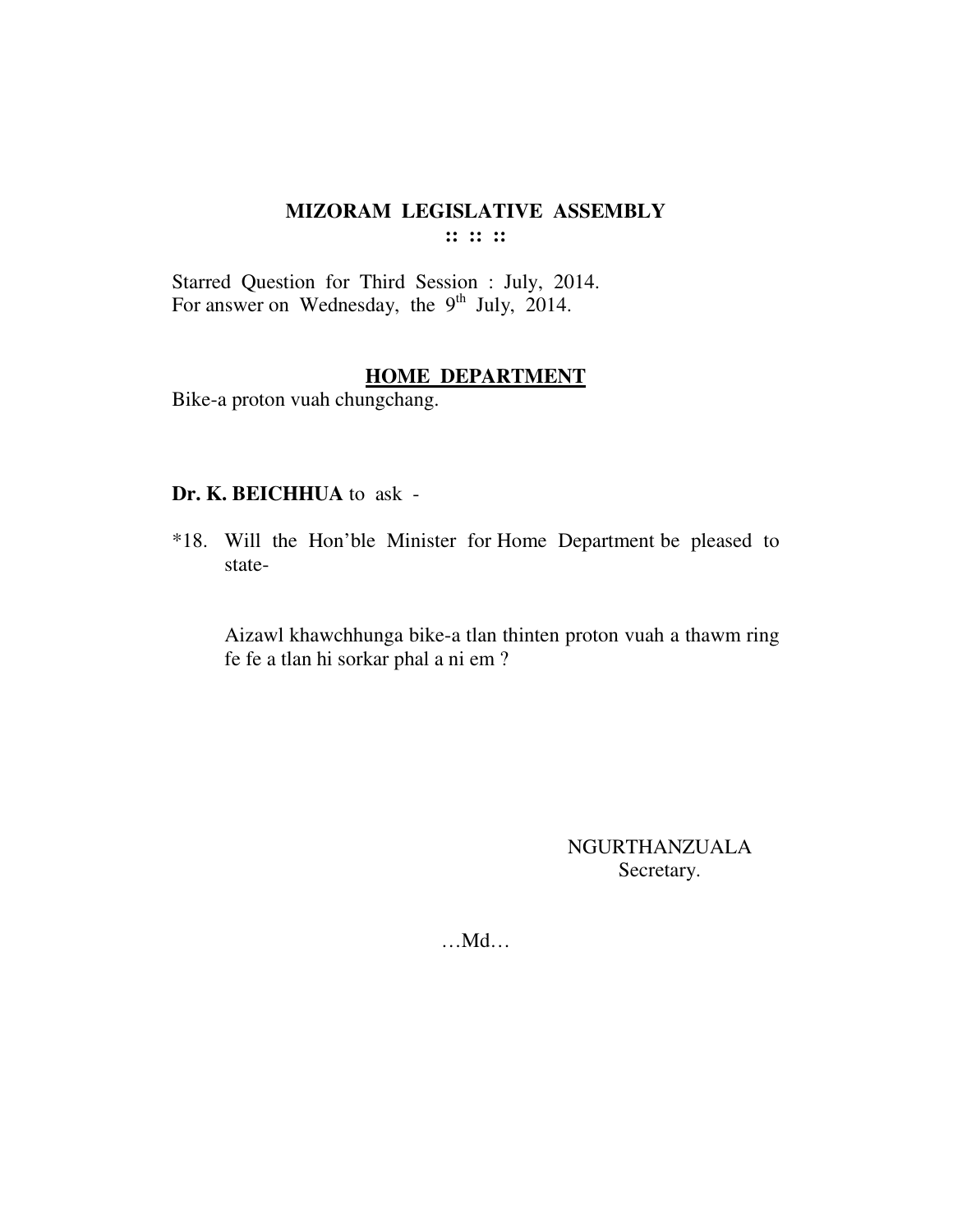# MIZORAM LEGISLATIVE ASSEMBLY

**:: :: ::**

Starred Question for Third Session : July, 2014.
For answer on Wednesday, the 9th July, 2014.

## HOME DEPARTMENT

Bike-a proton vuah chungchang.

**Dr. K. BEICHHUA** to ask -

*18. Will the Hon'ble Minister for Home Department be pleased to state-

Aizawl khawchhunga bike-a tlan thinten proton vuah a thawm ring fe fe a tlan hi sorkar phal a ni em ?

NGURTHANZUALA
Secretary.

…Md…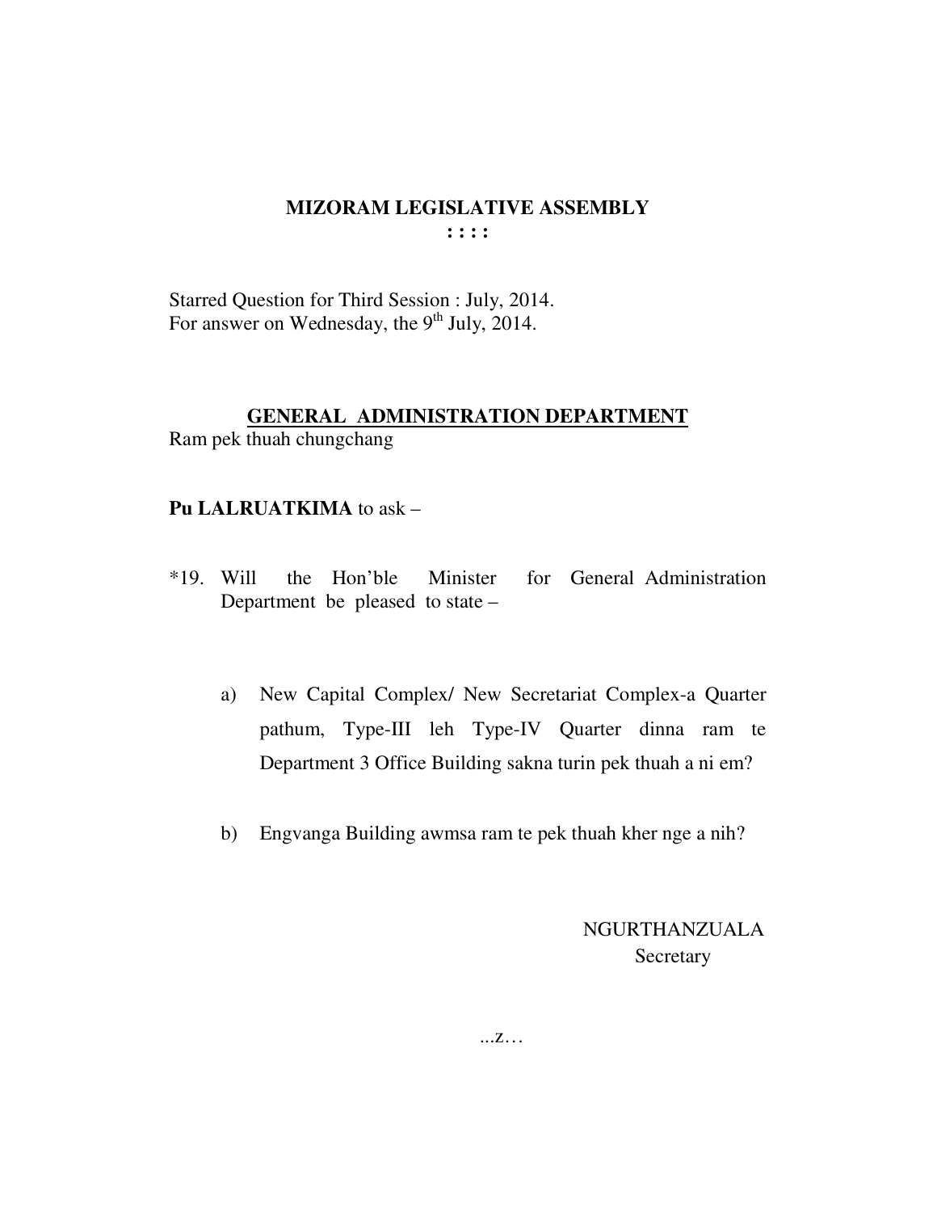# MIZORAM LEGISLATIVE ASSEMBLY

: : : :

Starred Question for Third Session : July, 2014.
For answer on Wednesday, the 9th July, 2014.

## GENERAL ADMINISTRATION DEPARTMENT

Ram pek thuah chungchang

**Pu LALRUATKIMA** to ask –

*19. Will the Hon'ble Minister for General Administration Department be pleased to state –

a) New Capital Complex/ New Secretariat Complex-a Quarter pathum, Type-III leh Type-IV Quarter dinna ram te Department 3 Office Building sakna turin pek thuah a ni em?

b) Engvanga Building awmsa ram te pek thuah kher nge a nih?

NGURTHANZUALA
Secretary

...z…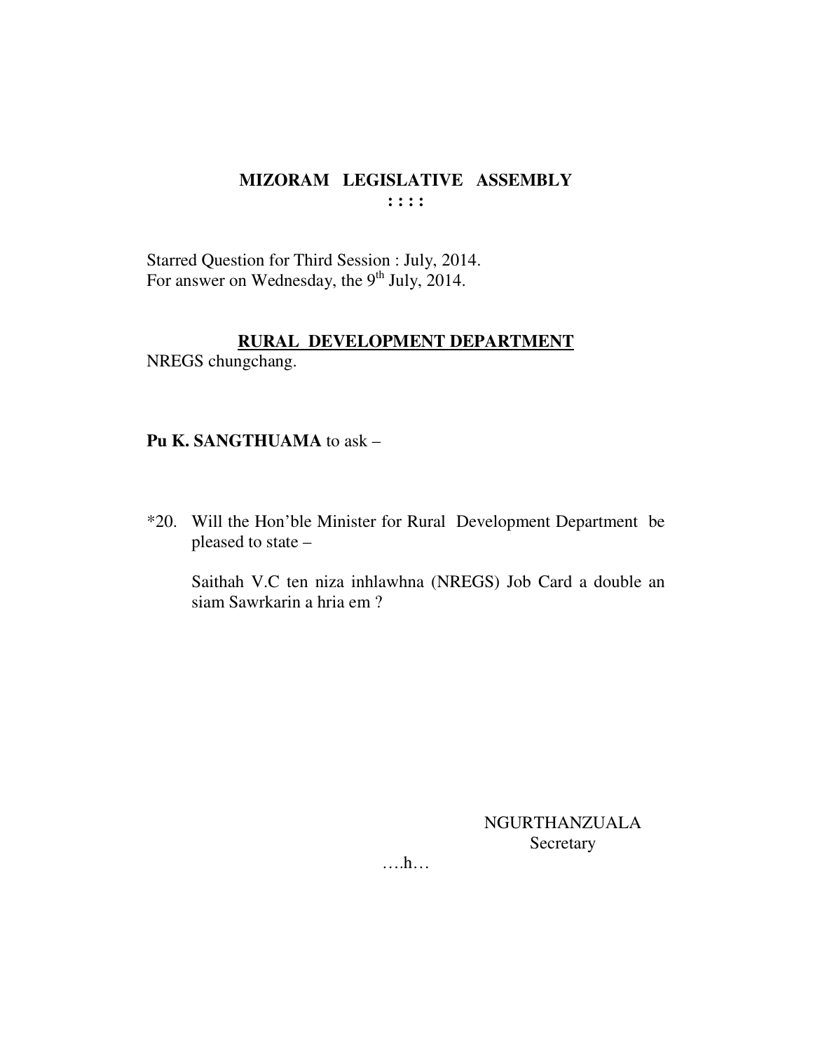# MIZORAM LEGISLATIVE ASSEMBLY

: : : :

Starred Question for Third Session : July, 2014.
For answer on Wednesday, the 9th July, 2014.

## RURAL DEVELOPMENT DEPARTMENT

NREGS chungchang.

**Pu K. SANGTHUAMA** to ask –

*20. Will the Hon'ble Minister for Rural Development Department be pleased to state –

Saithah V.C ten niza inhlawhna (NREGS) Job Card a double an siam Sawrkarin a hria em ?

NGURTHANZUALA
Secretary

….h…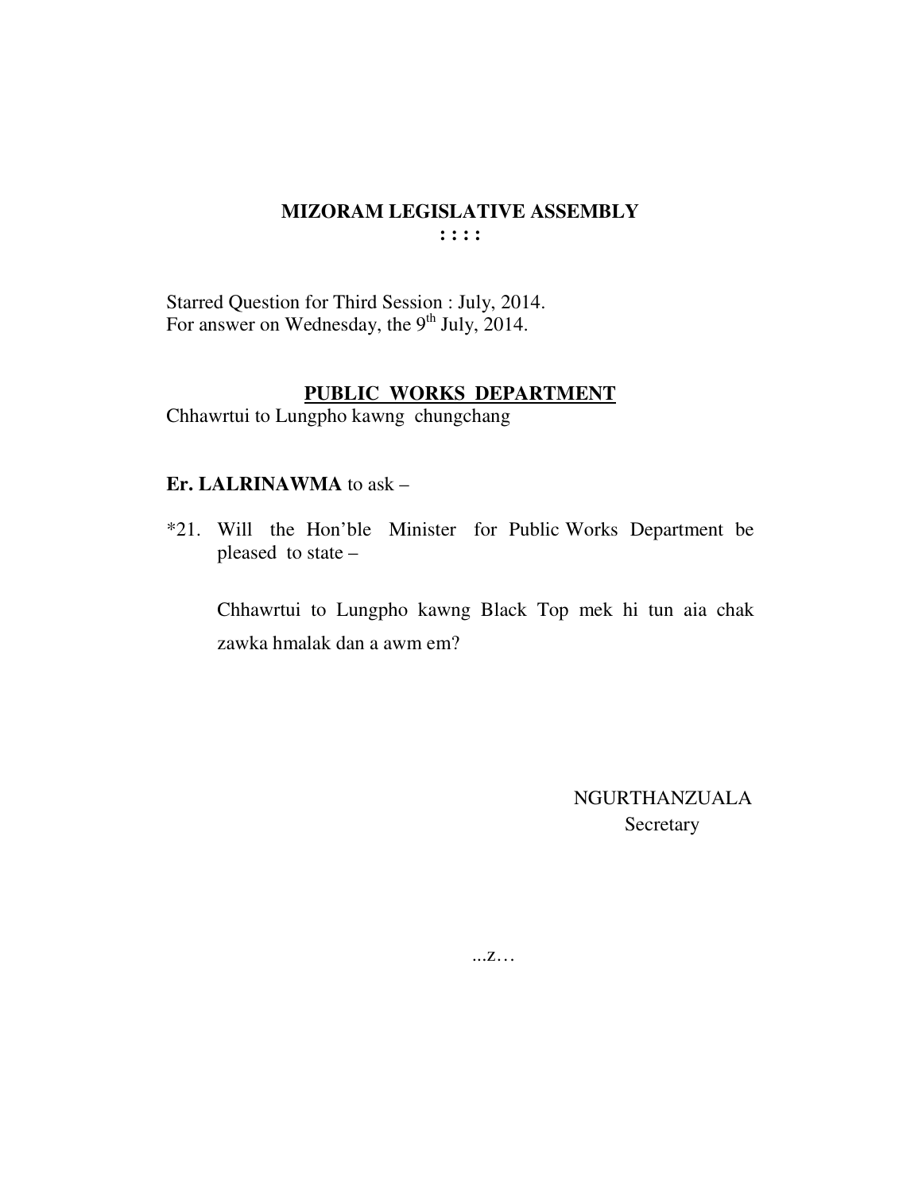# MIZORAM LEGISLATIVE ASSEMBLY

**: : : :**

Starred Question for Third Session : July, 2014.
For answer on Wednesday, the 9th July, 2014.

## PUBLIC WORKS DEPARTMENT

Chhawrtui to Lungpho kawng chungchang

**Er. LALRINAWMA** to ask –

*21. Will the Hon'ble Minister for Public Works Department be pleased to state –

Chhawrtui to Lungpho kawng Black Top mek hi tun aia chak zawka hmalak dan a awm em?

NGURTHANZUALA
Secretary

...z…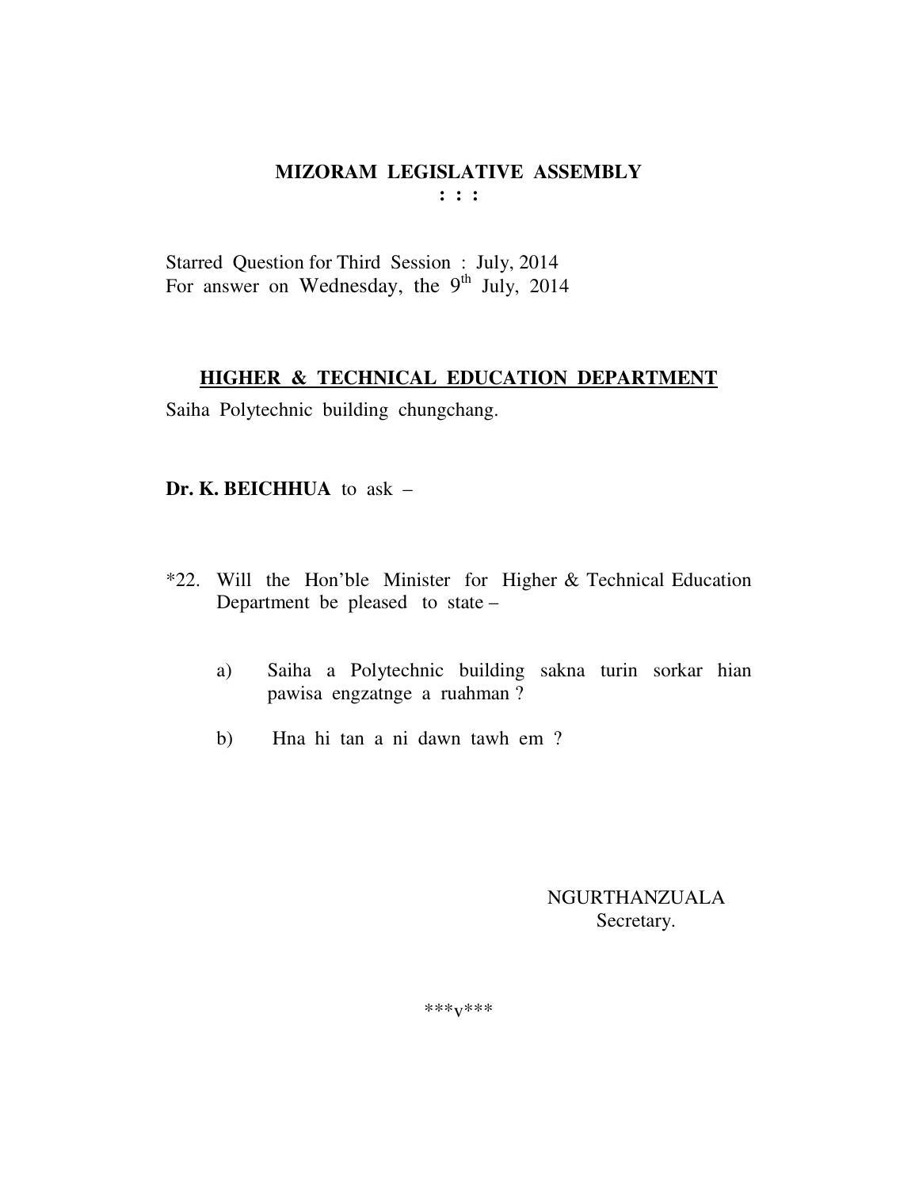# MIZORAM LEGISLATIVE ASSEMBLY

**: : :**

Starred Question for Third Session : July, 2014
For answer on Wednesday, the 9th July, 2014

## HIGHER & TECHNICAL EDUCATION DEPARTMENT

Saiha Polytechnic building chungchang.

**Dr. K. BEICHHUA** to ask –

*22. Will the Hon'ble Minister for Higher & Technical Education Department be pleased to state –

a) Saiha a Polytechnic building sakna turin sorkar hian pawisa engzatnge a ruahman ?

b) Hna hi tan a ni dawn tawh em ?

NGURTHANZUALA
Secretary.

***v***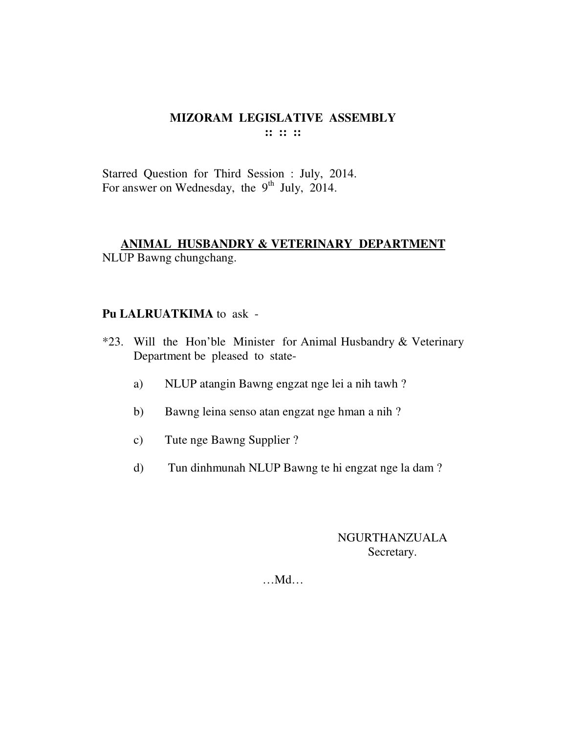# MIZORAM LEGISLATIVE ASSEMBLY

:: :: ::

Starred Question for Third Session : July, 2014.
For answer on Wednesday, the 9th July, 2014.

## ANIMAL HUSBANDRY & VETERINARY DEPARTMENT

NLUP Bawng chungchang.

**Pu LALRUATKIMA** to ask -

*23. Will the Hon'ble Minister for Animal Husbandry & Veterinary Department be pleased to state-

a) NLUP atangin Bawng engzat nge lei a nih tawh ?

b) Bawng leina senso atan engzat nge hman a nih ?

c) Tute nge Bawng Supplier ?

d) Tun dinhmunah NLUP Bawng te hi engzat nge la dam ?

NGURTHANZUALA
Secretary.

…Md…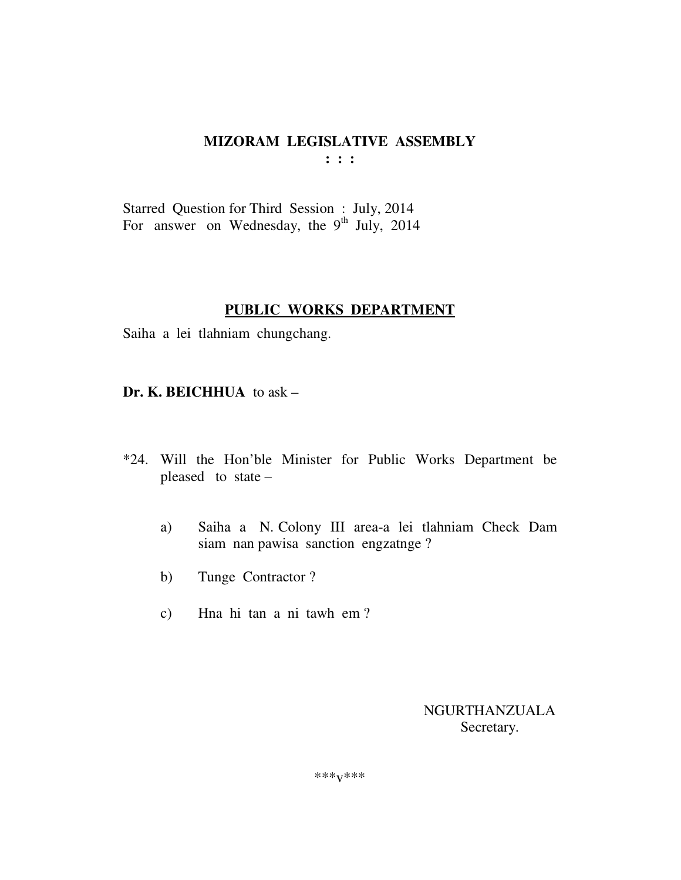# MIZORAM LEGISLATIVE ASSEMBLY

**: : :**

Starred Question for Third Session : July, 2014
For answer on Wednesday, the 9th July, 2014

## PUBLIC WORKS DEPARTMENT

Saiha a lei tlahniam chungchang.

**Dr. K. BEICHHUA** to ask –

*24. Will the Hon'ble Minister for Public Works Department be pleased to state –

a) Saiha a N. Colony III area-a lei tlahniam Check Dam siam nan pawisa sanction engzatnge ?

b) Tunge Contractor ?

c) Hna hi tan a ni tawh em ?

NGURTHANZUALA
Secretary.

\*\*\*v\*\*\*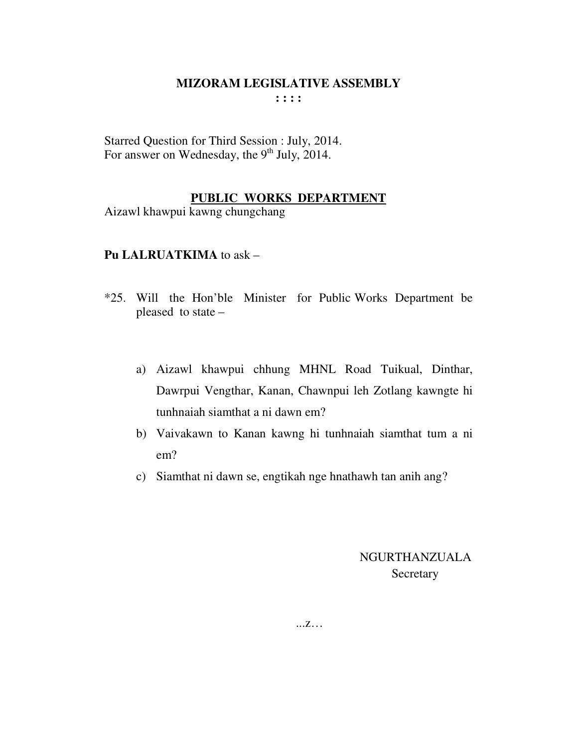# MIZORAM LEGISLATIVE ASSEMBLY

**: : : :**

Starred Question for Third Session : July, 2014.
For answer on Wednesday, the 9th July, 2014.

## PUBLIC WORKS DEPARTMENT

Aizawl khawpui kawng chungchang

**Pu LALRUATKIMA** to ask –

*25. Will the Hon'ble Minister for Public Works Department be pleased to state –

a) Aizawl khawpui chhung MHNL Road Tuikual, Dinthar, Dawrpui Vengthar, Kanan, Chawnpui leh Zotlang kawngte hi tunhnaiah siamthat a ni dawn em?

b) Vaivakawn to Kanan kawng hi tunhnaiah siamthat tum a ni em?

c) Siamthat ni dawn se, engtikah nge hnathawh tan anih ang?

NGURTHANZUALA
Secretary

...z…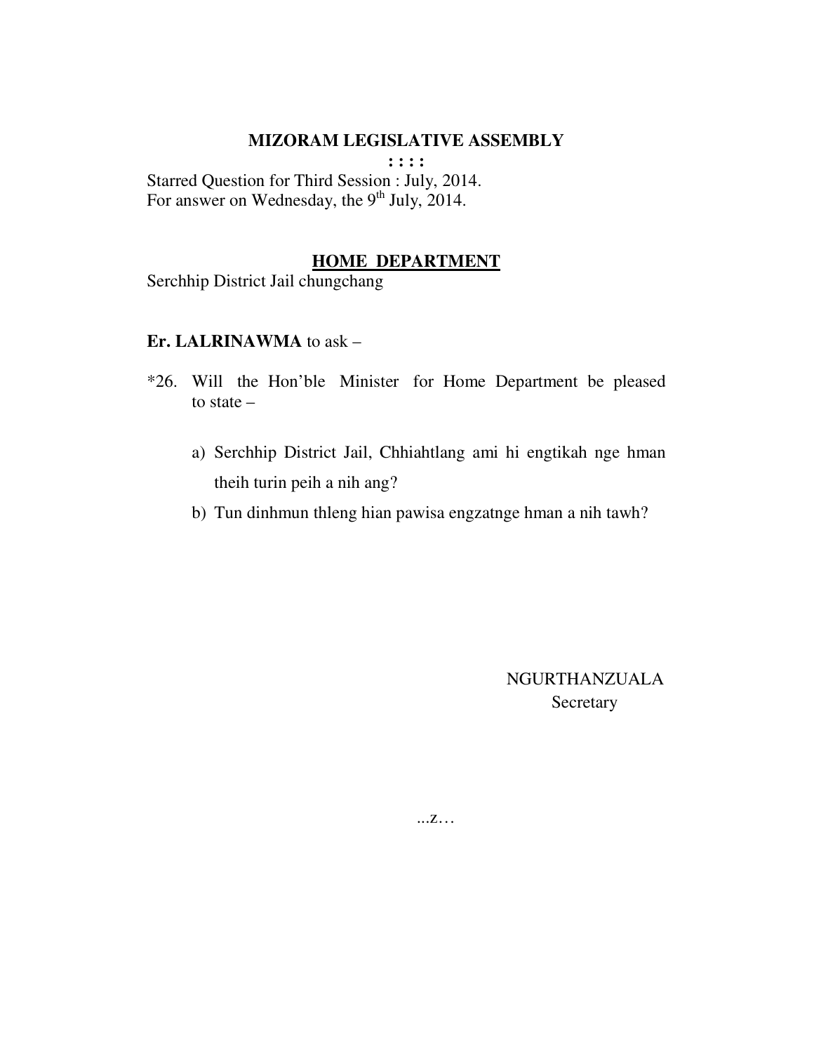# MIZORAM LEGISLATIVE ASSEMBLY

**: : : :**

Starred Question for Third Session : July, 2014.
For answer on Wednesday, the 9th July, 2014.

## HOME DEPARTMENT

Serchhip District Jail chungchang

**Er. LALRINAWMA** to ask –

*26. Will the Hon'ble Minister for Home Department be pleased to state –

a) Serchhip District Jail, Chhiahtlang ami hi engtikah nge hman theih turin peih a nih ang?

b) Tun dinhmun thleng hian pawisa engzatnge hman a nih tawh?

NGURTHANZUALA
Secretary

...z…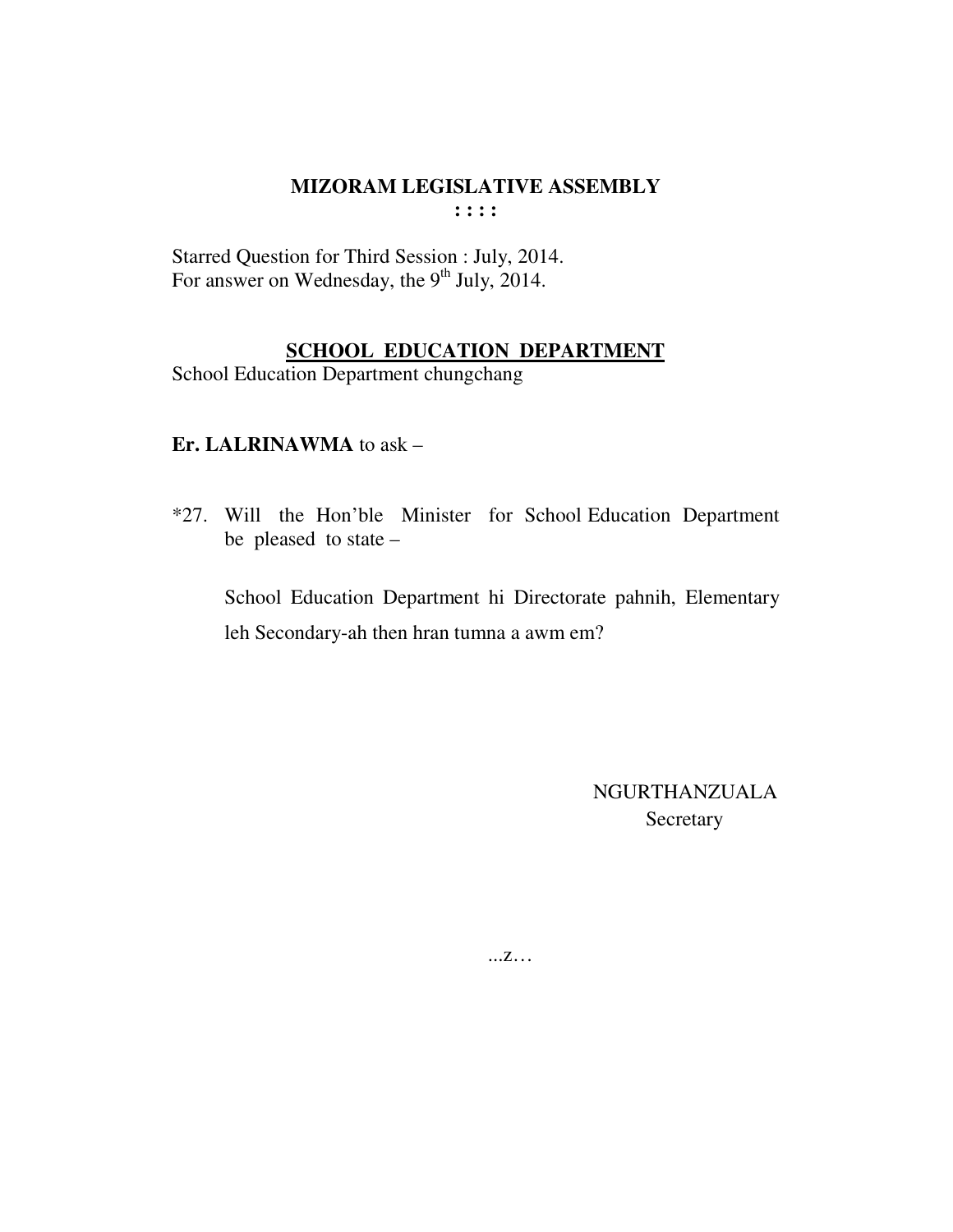# MIZORAM LEGISLATIVE ASSEMBLY

**: : : :**

Starred Question for Third Session : July, 2014.
For answer on Wednesday, the 9th July, 2014.

## SCHOOL EDUCATION DEPARTMENT

School Education Department chungchang

**Er. LALRINAWMA** to ask –

*27. Will the Hon'ble Minister for School Education Department be pleased to state –

School Education Department hi Directorate pahnih, Elementary leh Secondary-ah then hran tumna a awm em?

NGURTHANZUALA
Secretary

...z…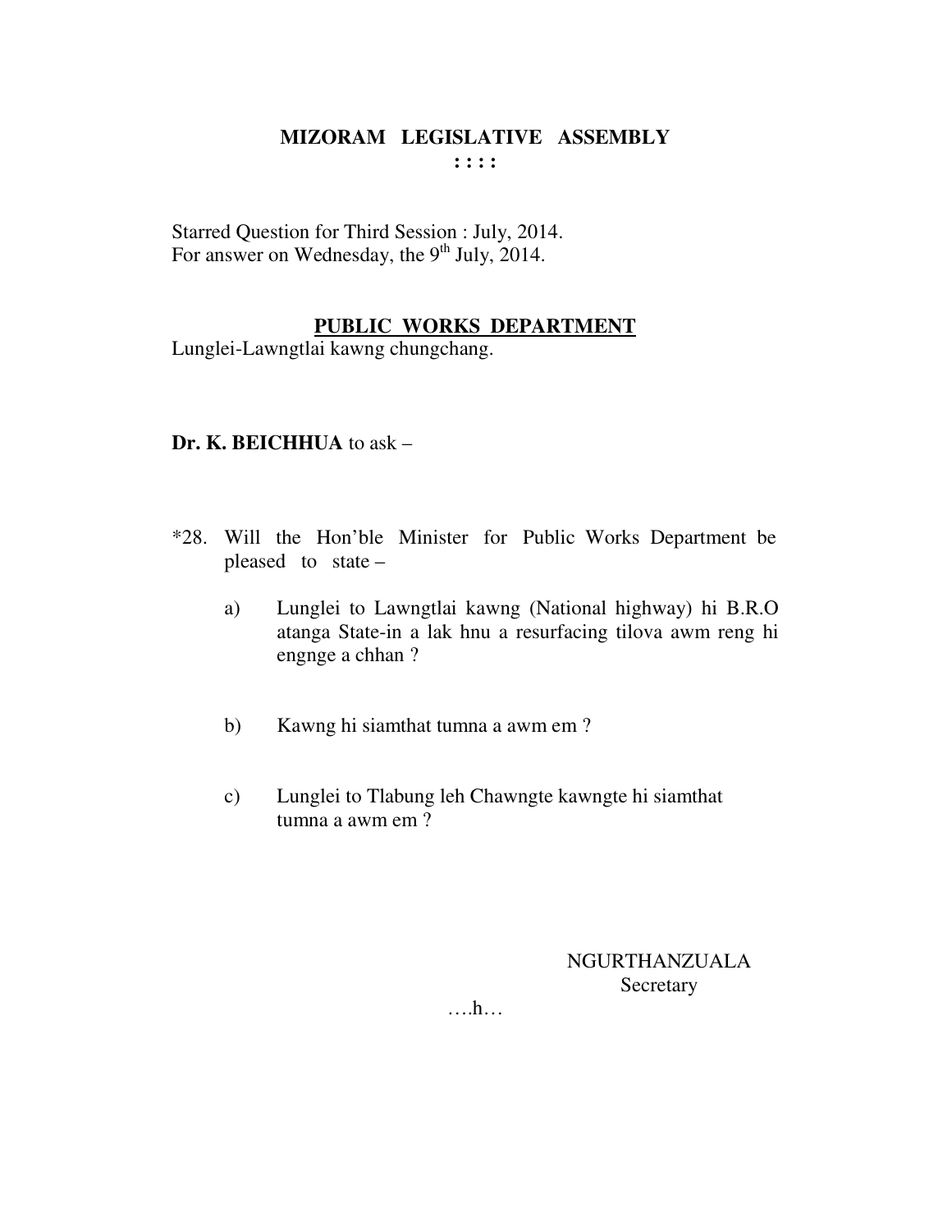# MIZORAM LEGISLATIVE ASSEMBLY

: : : :

Starred Question for Third Session : July, 2014.
For answer on Wednesday, the 9th July, 2014.

## PUBLIC WORKS DEPARTMENT

Lunglei-Lawngtlai kawng chungchang.

**Dr. K. BEICHHUA** to ask –

*28. Will the Hon'ble Minister for Public Works Department be pleased to state –

a) Lunglei to Lawngtlai kawng (National highway) hi B.R.O atanga State-in a lak hnu a resurfacing tilova awm reng hi engnge a chhan ?

b) Kawng hi siamthat tumna a awm em ?

c) Lunglei to Tlabung leh Chawngte kawngte hi siamthat tumna a awm em ?

NGURTHANZUALA
Secretary

….h…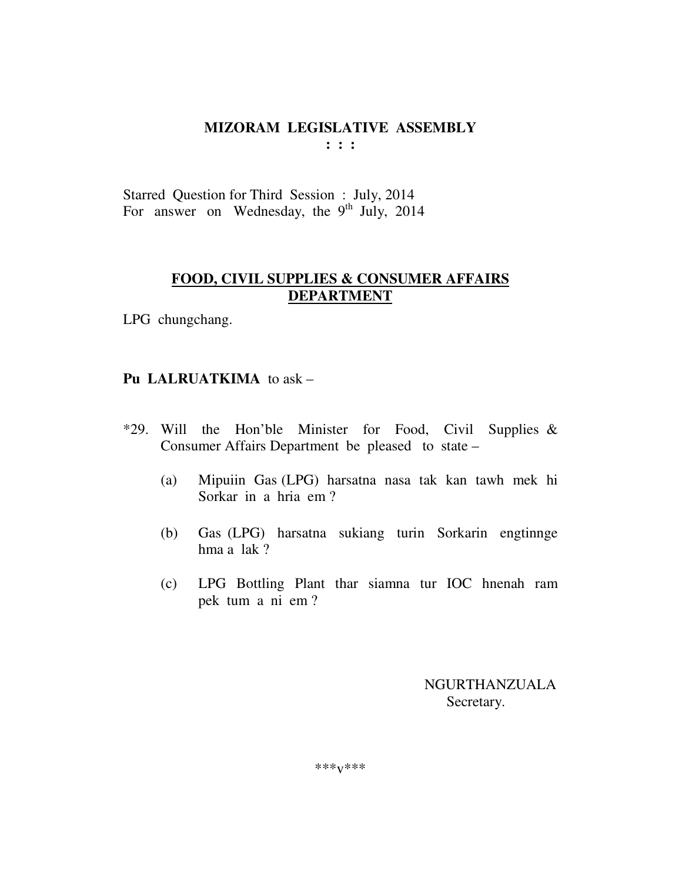# MIZORAM LEGISLATIVE ASSEMBLY

**: : :**

Starred Question for Third Session : July, 2014
For answer on Wednesday, the 9th July, 2014

## FOOD, CIVIL SUPPLIES & CONSUMER AFFAIRS DEPARTMENT

LPG chungchang.

**Pu LALRUATKIMA** to ask –

*29. Will the Hon'ble Minister for Food, Civil Supplies & Consumer Affairs Department be pleased to state –

(a) Mipuiin Gas (LPG) harsatna nasa tak kan tawh mek hi Sorkar in a hria em ?

(b) Gas (LPG) harsatna sukiang turin Sorkarin engtinnge hma a lak ?

(c) LPG Bottling Plant thar siamna tur IOC hnenah ram pek tum a ni em ?

NGURTHANZUALA
Secretary.

***v***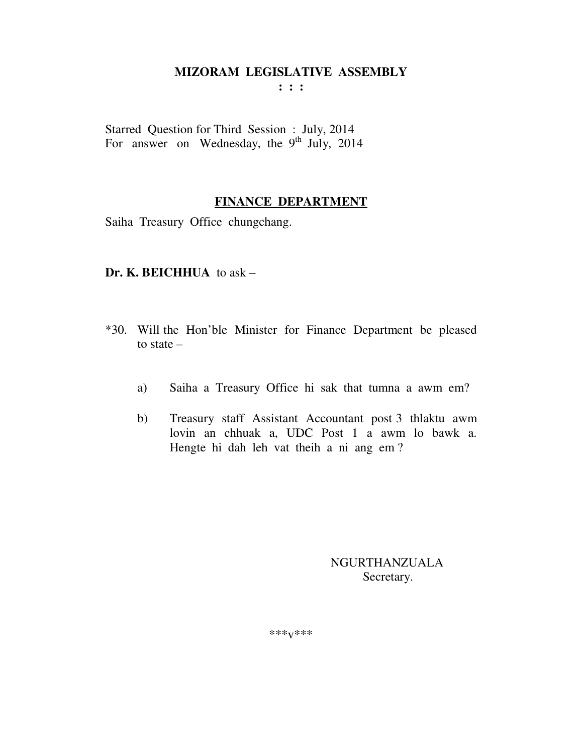# MIZORAM LEGISLATIVE ASSEMBLY

: : :

Starred Question for Third Session : July, 2014
For answer on Wednesday, the 9th July, 2014

## FINANCE DEPARTMENT

Saiha Treasury Office chungchang.

**Dr. K. BEICHHUA** to ask –

*30. Will the Hon'ble Minister for Finance Department be pleased to state –

a) Saiha a Treasury Office hi sak that tumna a awm em?

b) Treasury staff Assistant Accountant post 3 thlaktu awm lovin an chhuak a, UDC Post 1 a awm lo bawk a. Hengte hi dah leh vat theih a ni ang em ?

NGURTHANZUALA
Secretary.

***v***